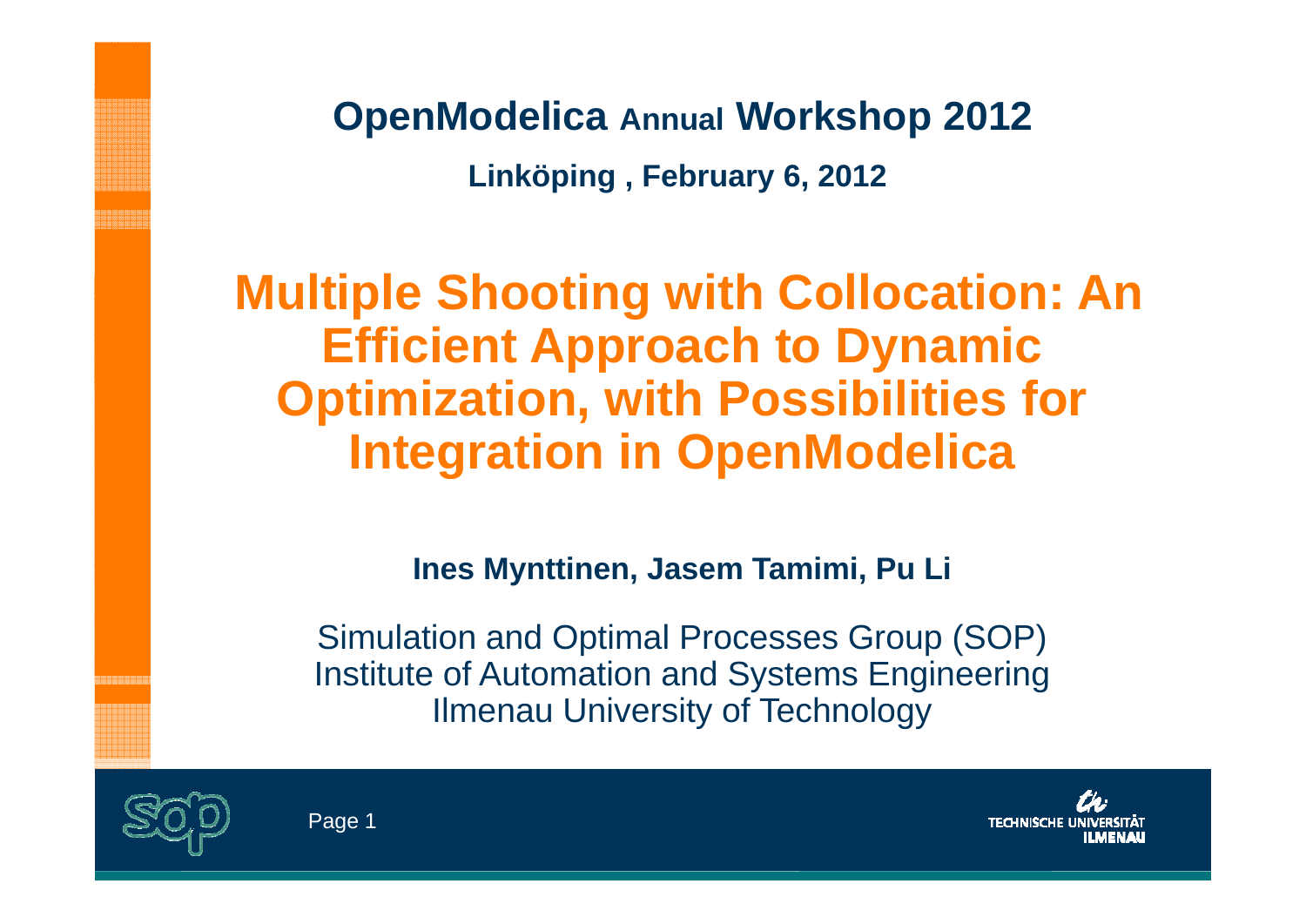**OpenModelica Annual Workshop 2012**

**Linköping , February 6, 2012**

# Multiple Shooting with Collocation: An Efficient Approach to Dynamic Optimization, with Possibilities for Integration in OpenModelica

**Ines Mynttinen, Jasem Tamimi, Pu Li**

Simulation and Optimal Processes Group (SOP)
Institute of Automation and Systems Engineering
Ilmenau University of Technology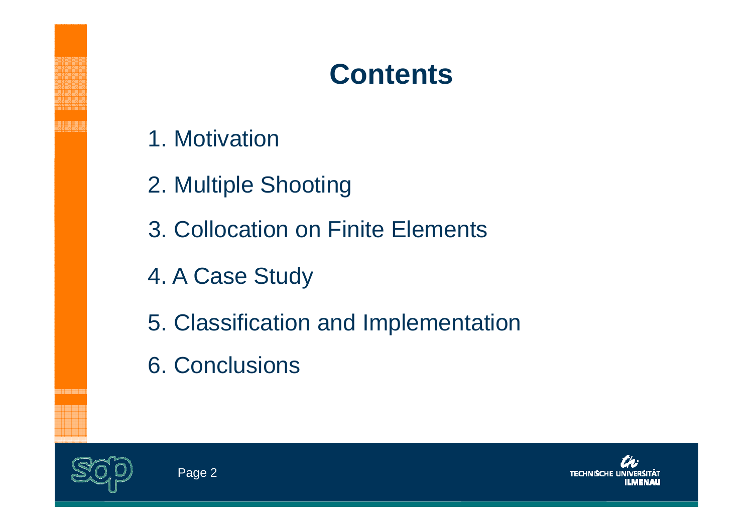# Contents

1. Motivation
2. Multiple Shooting
3. Collocation on Finite Elements
4. A Case Study
5. Classification and Implementation
6. Conclusions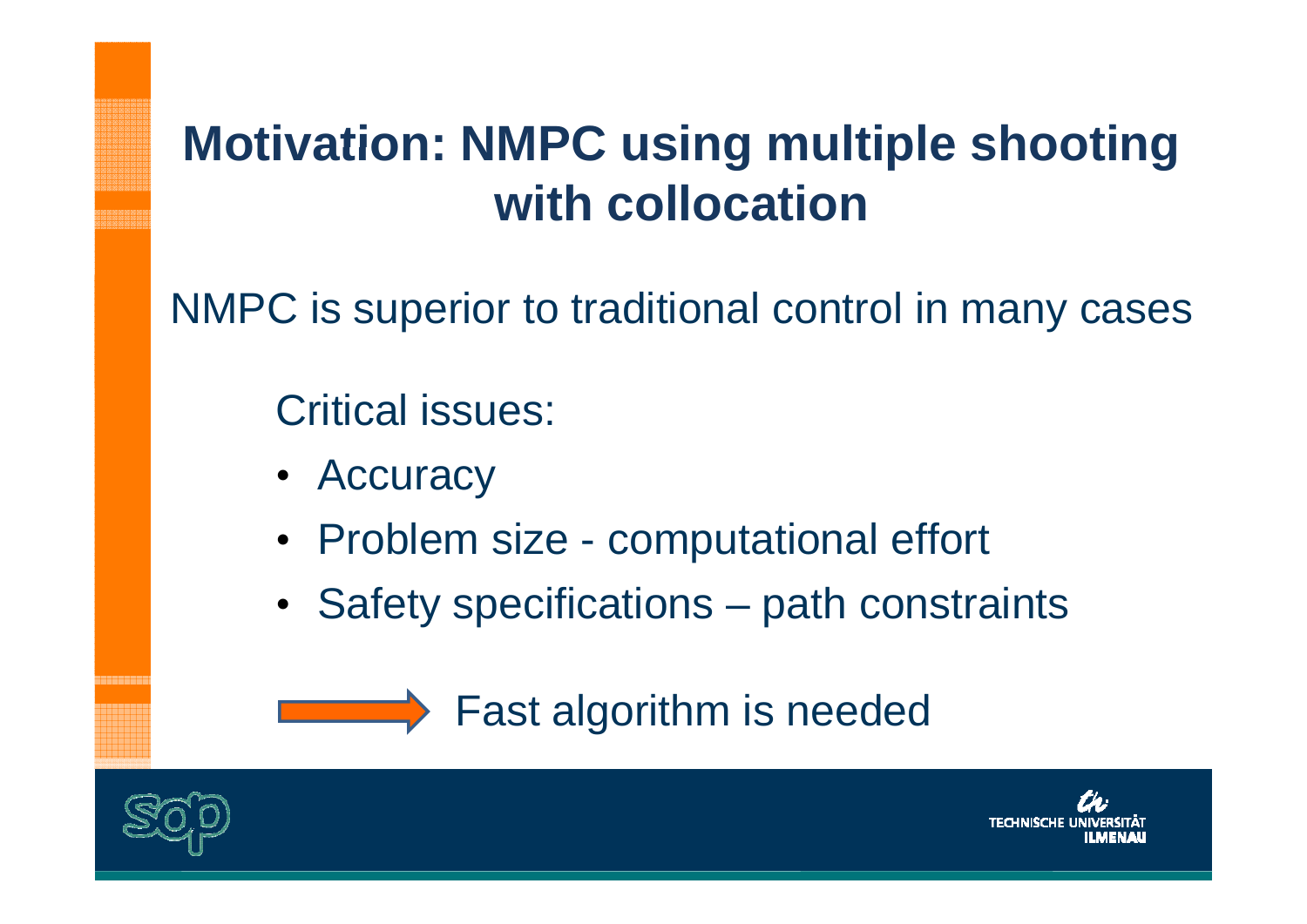# Motivation: NMPC using multiple shooting with collocation

NMPC is superior to traditional control in many cases

Critical issues:

- Accuracy
- Problem size - computational effort
- Safety specifications – path constraints

→ Fast algorithm is needed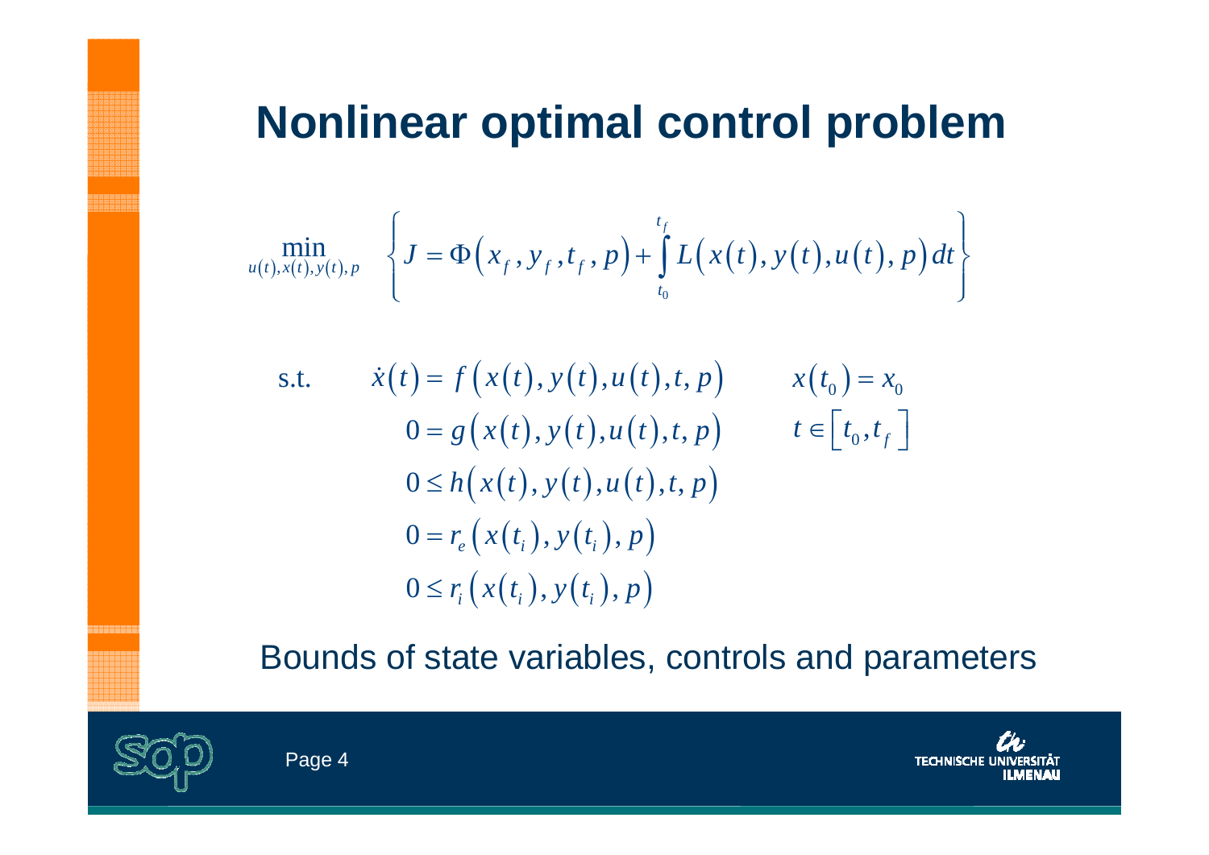# Nonlinear optimal control problem

$$\min_{u(t),x(t),y(t),p} \left\{ J = \Phi\left(x_f, y_f, t_f, p\right) + \int_{t_0}^{t_f} L\left(x(t), y(t), u(t), p\right) dt \right\}$$

$$
\begin{aligned}
\text{s.t.} \quad \dot{x}(t) &= f\left(x(t), y(t), u(t), t, p\right) \qquad & x(t_0) = x_0 \\
0 &= g\left(x(t), y(t), u(t), t, p\right) \qquad & t \in \left[t_0, t_f\right] \\
0 &\leq h\left(x(t), y(t), u(t), t, p\right) & \\
0 &= r_e\left(x(t_i), y(t_i), p\right) & \\
0 &\leq r_i\left(x(t_i), y(t_i), p\right) &
\end{aligned}
$$

Bounds of state variables, controls and parameters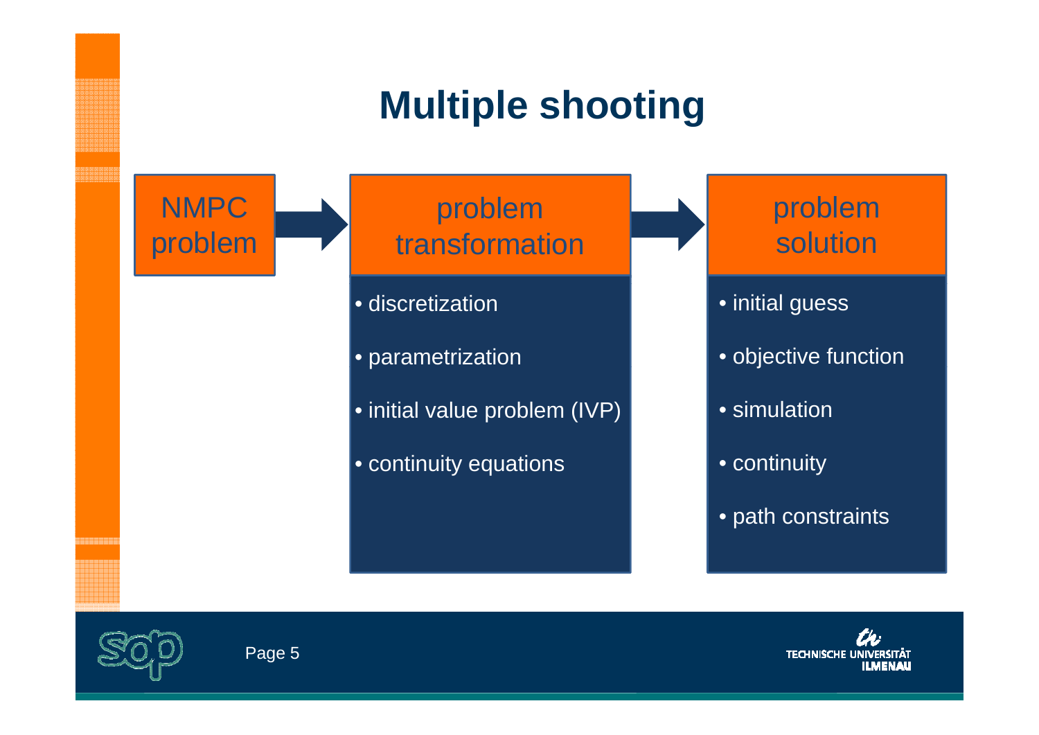# Multiple shooting

**NMPC problem** → **problem transformation** → **problem solution**

**problem transformation**

- discretization
- parametrization
- initial value problem (IVP)
- continuity equations

**problem solution**

- initial guess
- objective function
- simulation
- continuity
- path constraints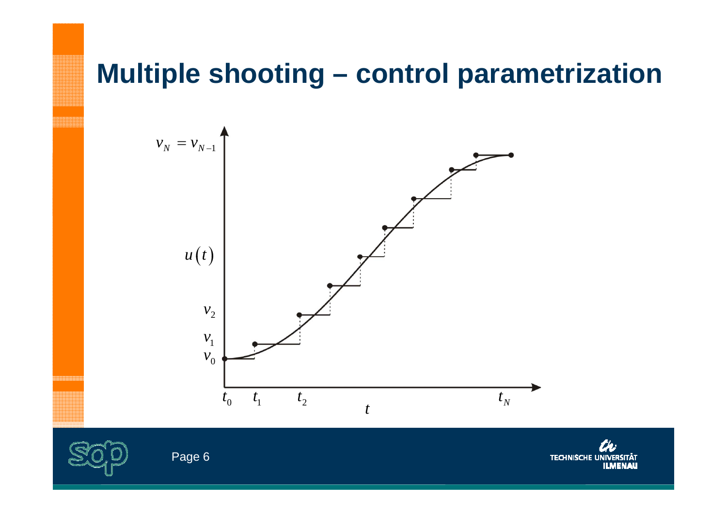# Multiple shooting – control parametrization

$v_N = v_{N-1}$

$u(t)$

$v_2$

$v_1$

$v_0$

$t_0$ $t_1$ $t_2$ $t_N$

$t$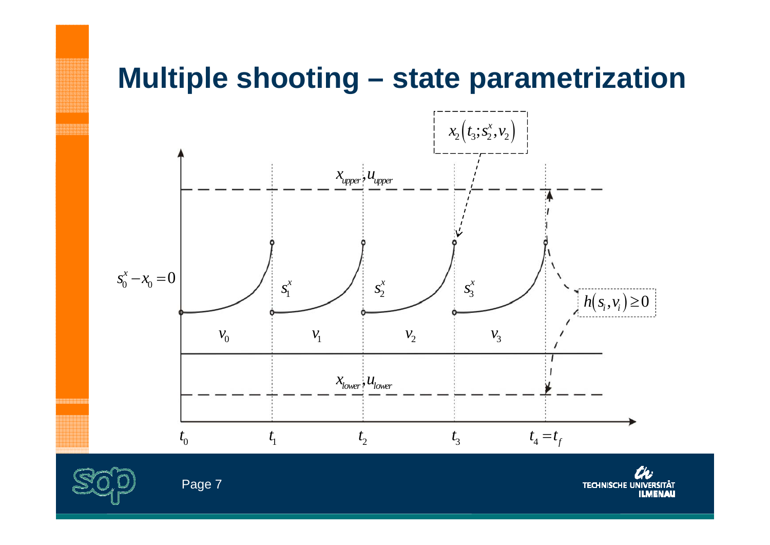# Multiple shooting – state parametrization

$x_2\left(t_3; s_2^x, v_2\right)$

$x_{upper}, u_{upper}$

$s_0^x - x_0 = 0$

$s_1^x$ $s_2^x$ $s_3^x$

$h\left(s_i, v_i\right) \geq 0$

$v_0$ $v_1$ $v_2$ $v_3$

$x_{lower}, u_{lower}$

$t_0$ $t_1$ $t_2$ $t_3$ $t_4 = t_f$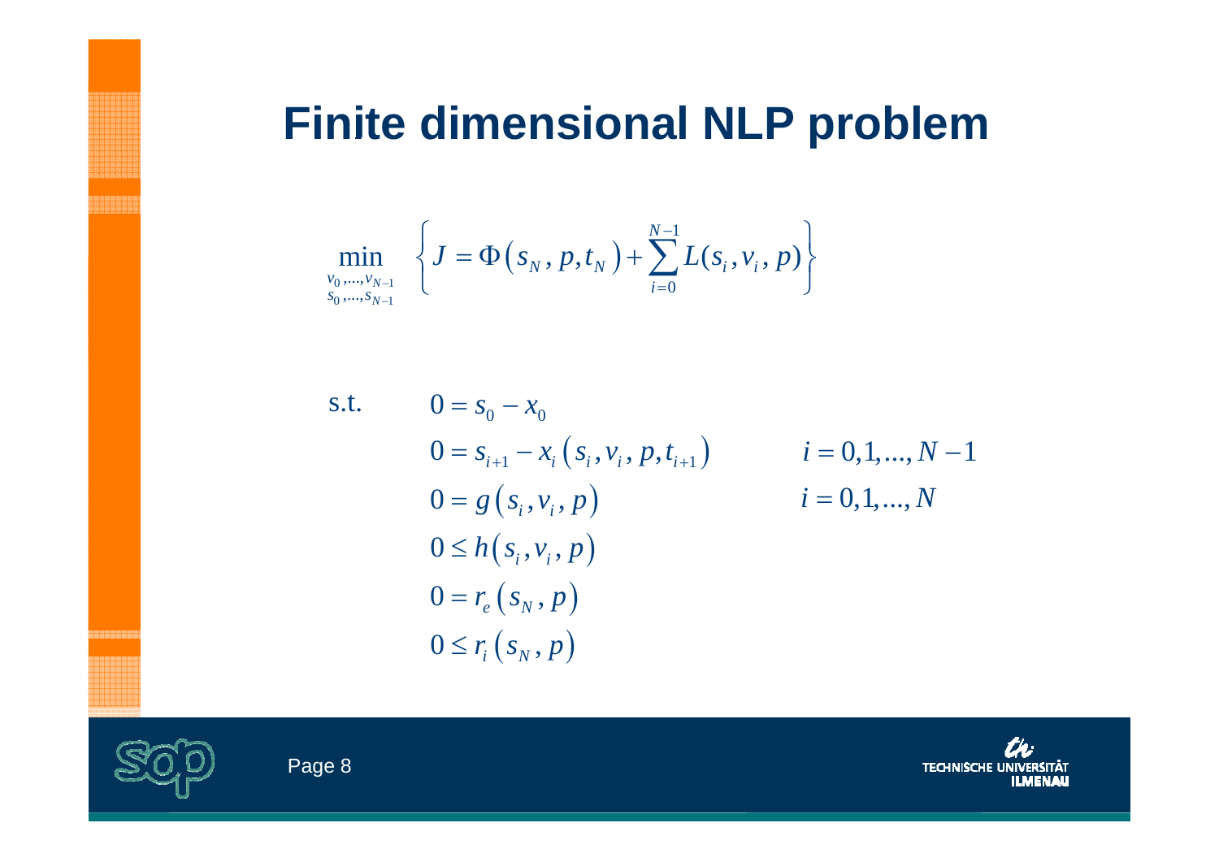# Finite dimensional NLP problem

$$\min_{\substack{v_0,\ldots,v_{N-1} \\ s_0,\ldots,s_{N-1}}} \left\{ J = \Phi\left(s_N, p, t_N\right) + \sum_{i=0}^{N-1} L(s_i, v_i, p) \right\}$$

s.t.

$$
\begin{aligned}
0 &= s_0 - x_0 & & \\
0 &= s_{i+1} - x_i\left(s_i, v_i, p, t_{i+1}\right) & \qquad & i = 0,1,\ldots,N-1 \\
0 &= g\left(s_i, v_i, p\right) & \qquad & i = 0,1,\ldots,N \\
0 &\le h\left(s_i, v_i, p\right) & & \\
0 &= r_e\left(s_N, p\right) & & \\
0 &\le r_i\left(s_N, p\right) & &
\end{aligned}
$$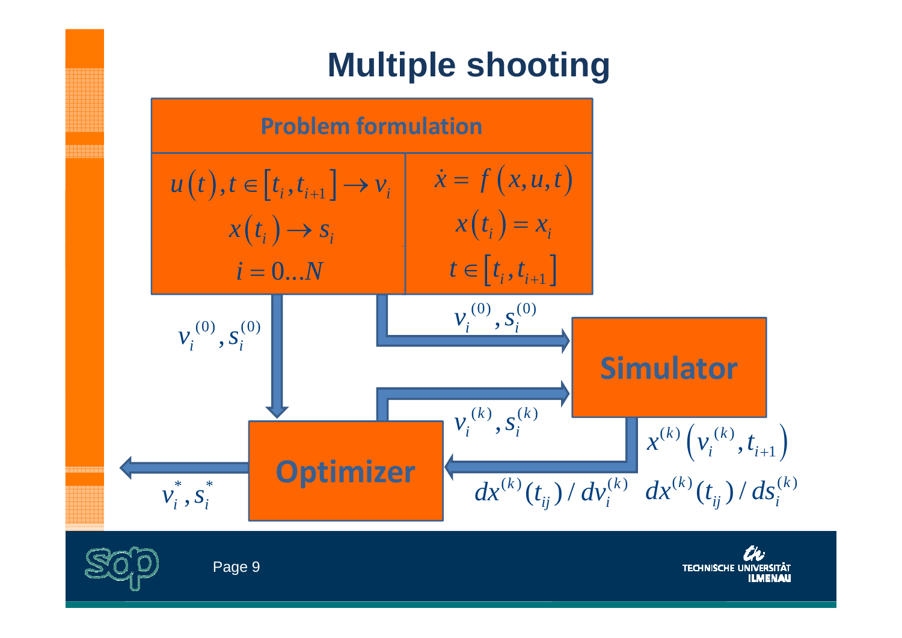# Multiple shooting

**Problem formulation**

$$u(t), t \in [t_i, t_{i+1}] \rightarrow v_i$$
$$x(t_i) \rightarrow s_i$$
$$i = 0 \ldots N$$

$$\dot{x} = f(x, u, t)$$
$$x(t_i) = x_i$$
$$t \in [t_i, t_{i+1}]$$

$v_i^{(0)}, s_i^{(0)}$

$v_i^{(0)}, s_i^{(0)}$

**Simulator**

$v_i^{(k)}, s_i^{(k)}$

$x^{(k)}(v_i^{(k)}, t_{i+1})$

**Optimizer**

$dx^{(k)}(t_{ij}) / dv_i^{(k)}$ $\quad dx^{(k)}(t_{ij}) / ds_i^{(k)}$

$v_i^*, s_i^*$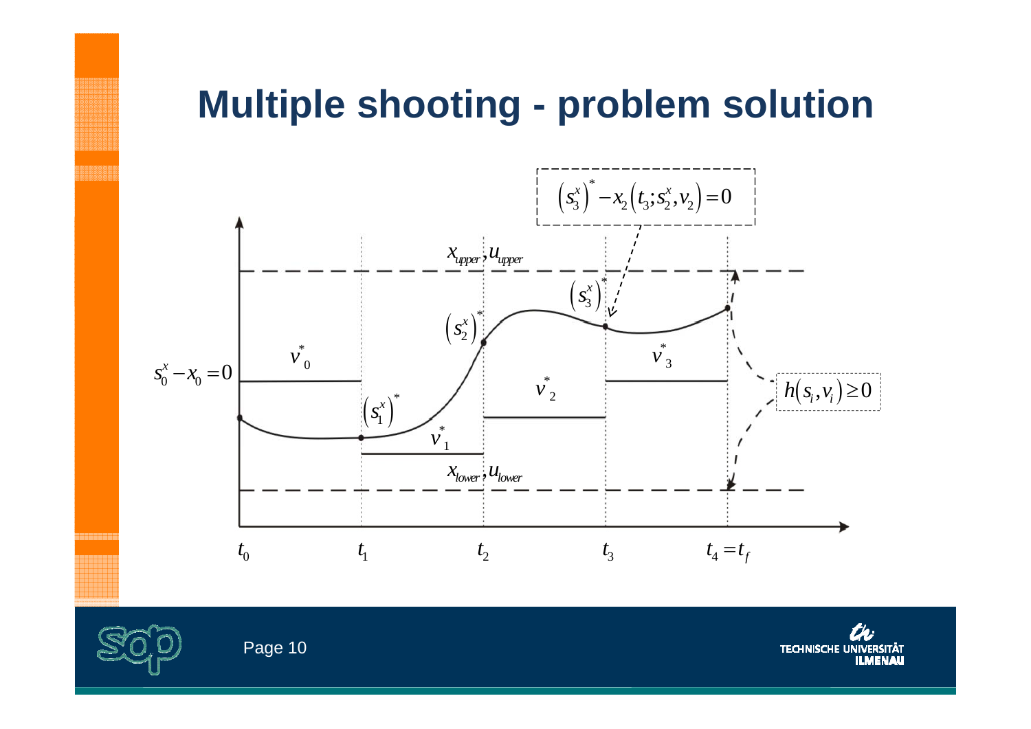# Multiple shooting - problem solution

$$\left(s_3^x\right)^* - x_2\left(t_3; s_2^x, v_2\right) = 0$$

$x_{upper}, u_{upper}$

$\left(s_3^x\right)^*$

$\left(s_2^x\right)^*$

$s_0^x - x_0 = 0$

$v^*_0$

$v^*_3$

$v^*_2$

$h\left(s_i, v_i\right) \geq 0$

$\left(s_1^x\right)^*$

$v^*_1$

$x_{lower}, u_{lower}$

$t_0$ $t_1$ $t_2$ $t_3$ $t_4 = t_f$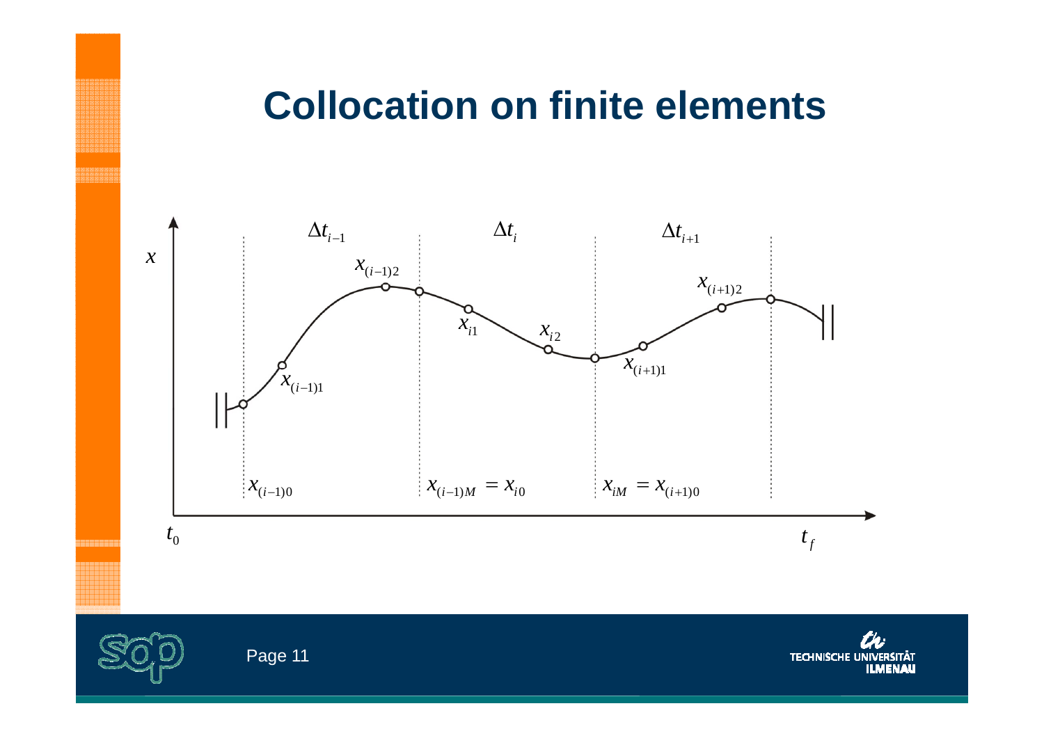# Collocation on finite elements

$\Delta t_{i-1}$ $\Delta t_i$ $\Delta t_{i+1}$

$x$

$x_{(i-1)2}$ $x_{(i+1)2}$

$x_{i1}$ $x_{i2}$

$x_{(i-1)1}$ $x_{(i+1)1}$

$x_{(i-1)0}$ $x_{(i-1)M} = x_{i0}$ $x_{iM} = x_{(i+1)0}$

$t_0$ $t_f$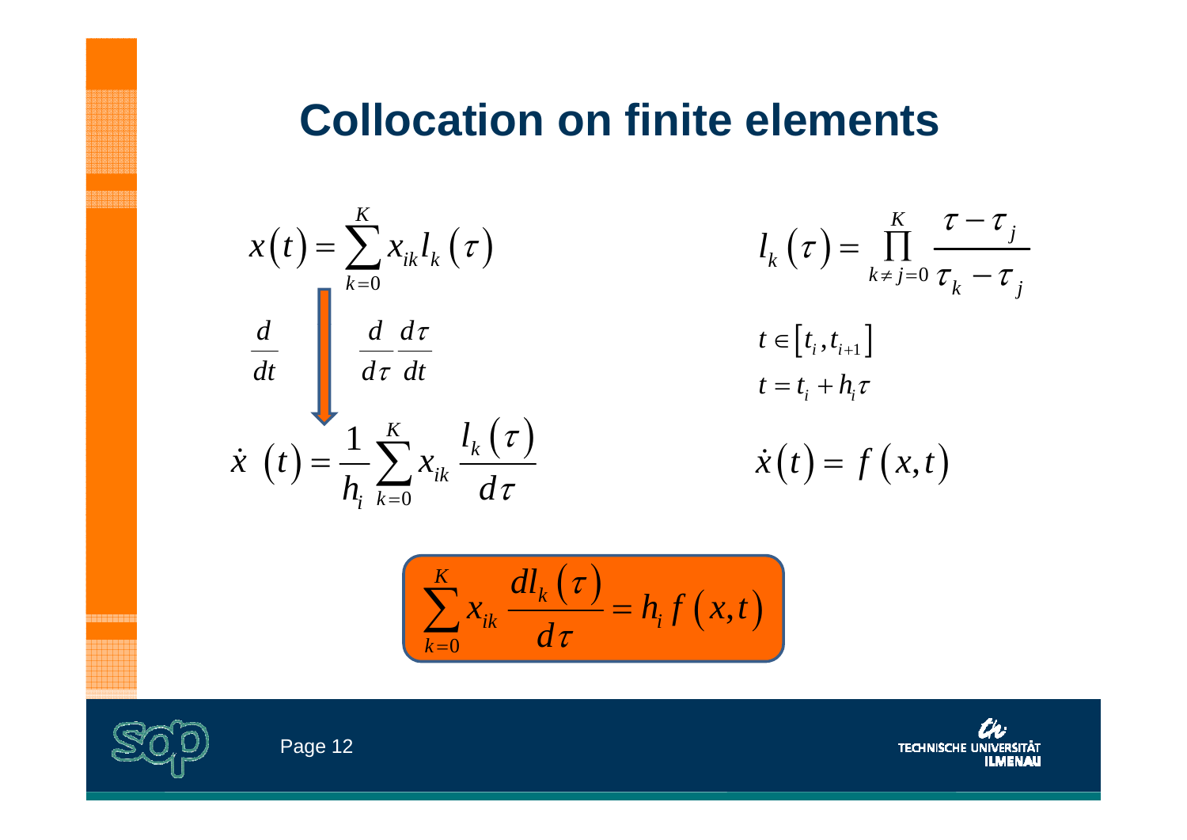# Collocation on finite elements

$$x(t) = \sum_{k=0}^{K} x_{ik} l_k(\tau)$$

$$l_k(\tau) = \prod_{k \neq j=0}^{K} \frac{\tau - \tau_j}{\tau_k - \tau_j}$$

$$\frac{d}{dt} \qquad \frac{d}{d\tau}\frac{d\tau}{dt}$$

$$t \in [t_i, t_{i+1}]$$

$$t = t_i + h_i \tau$$

$$\dot{x}(t) = \frac{1}{h_i} \sum_{k=0}^{K} x_{ik} \frac{l_k(\tau)}{d\tau}$$

$$\dot{x}(t) = f(x,t)$$

$$\sum_{k=0}^{K} x_{ik} \frac{dl_k(\tau)}{d\tau} = h_i f(x,t)$$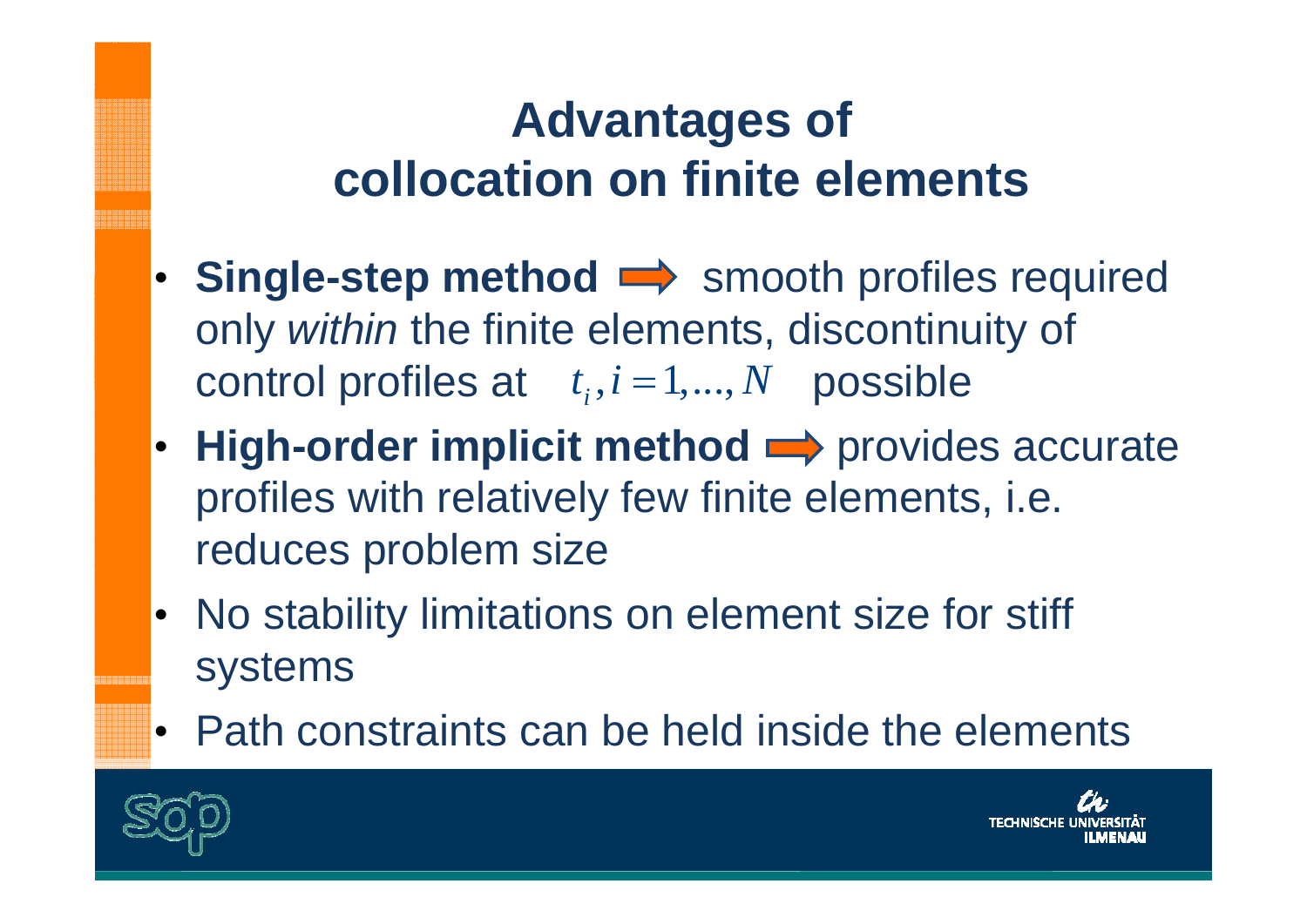# Advantages of collocation on finite elements

- **Single-step method** ⇒ smooth profiles required only *within* the finite elements, discontinuity of control profiles at $t_i, i = 1, ..., N$ possible
- **High-order implicit method** ⇒ provides accurate profiles with relatively few finite elements, i.e. reduces problem size
- No stability limitations on element size for stiff systems
- Path constraints can be held inside the elements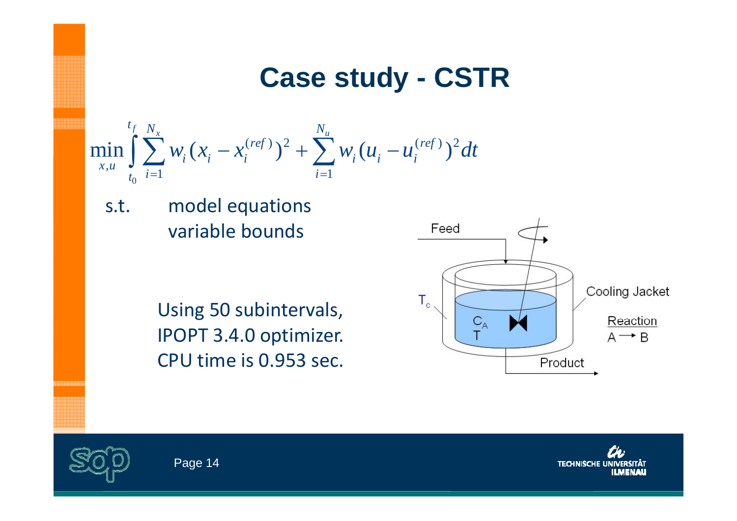# Case study - CSTR

$$\min_{x,u} \int_{t_0}^{t_f} \sum_{i=1}^{N_x} w_i (x_i - x_i^{(ref)})^2 + \sum_{i=1}^{N_u} w_i (u_i - u_i^{(ref)})^2 dt$$

s.t. model equations
variable bounds

Using 50 subintervals,
IPOPT 3.4.0 optimizer.
CPU time is 0.953 sec.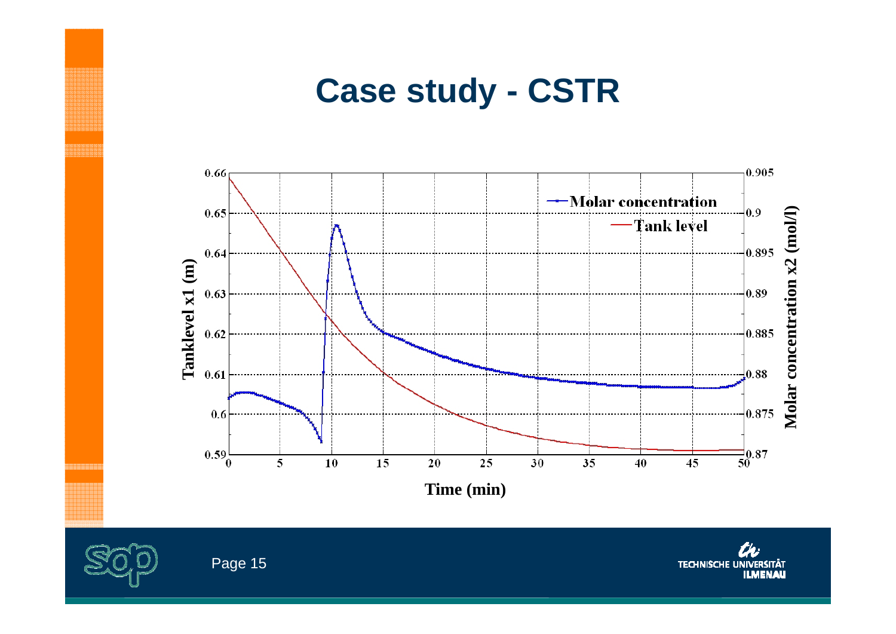# Case study - CSTR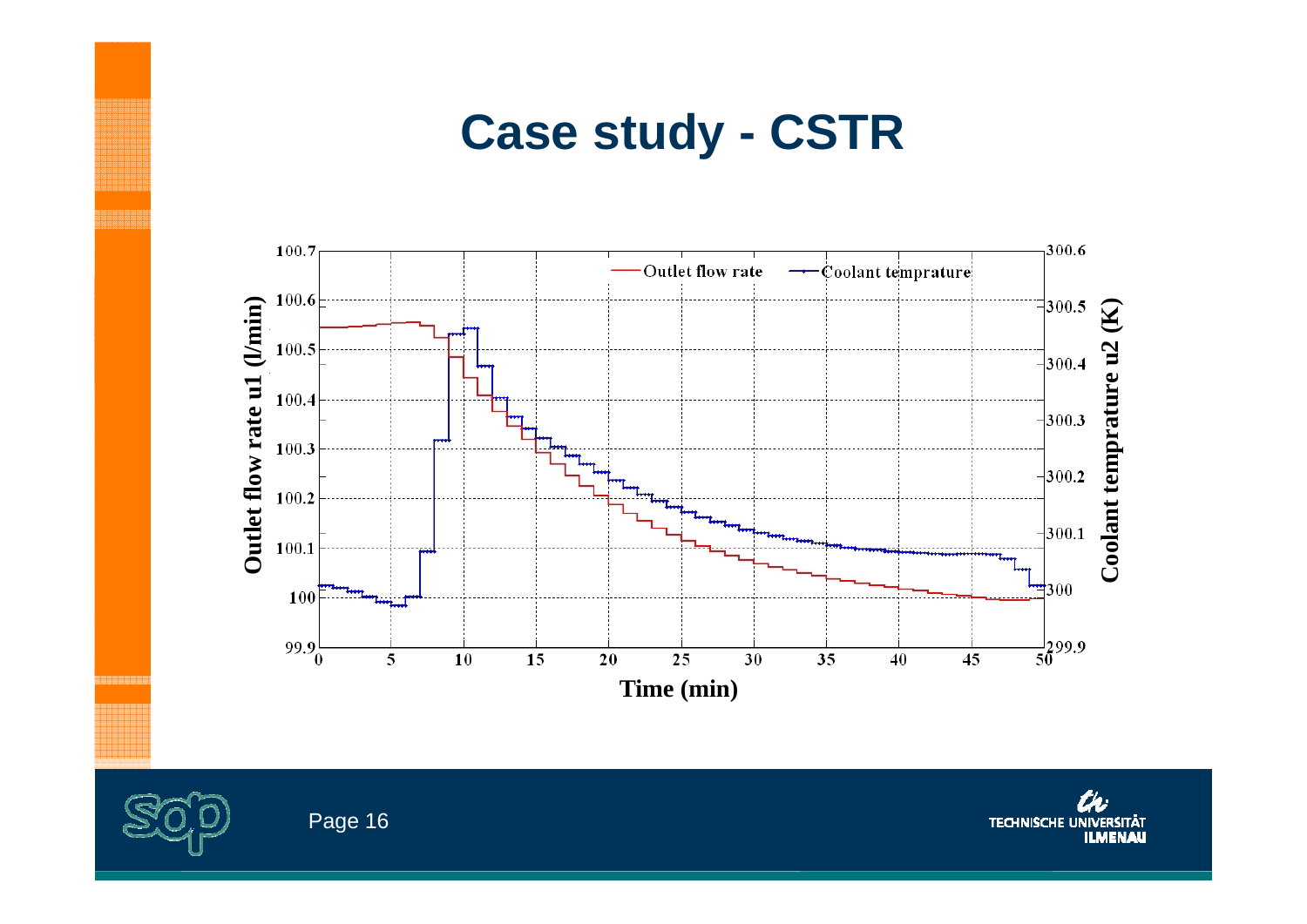# Case study - CSTR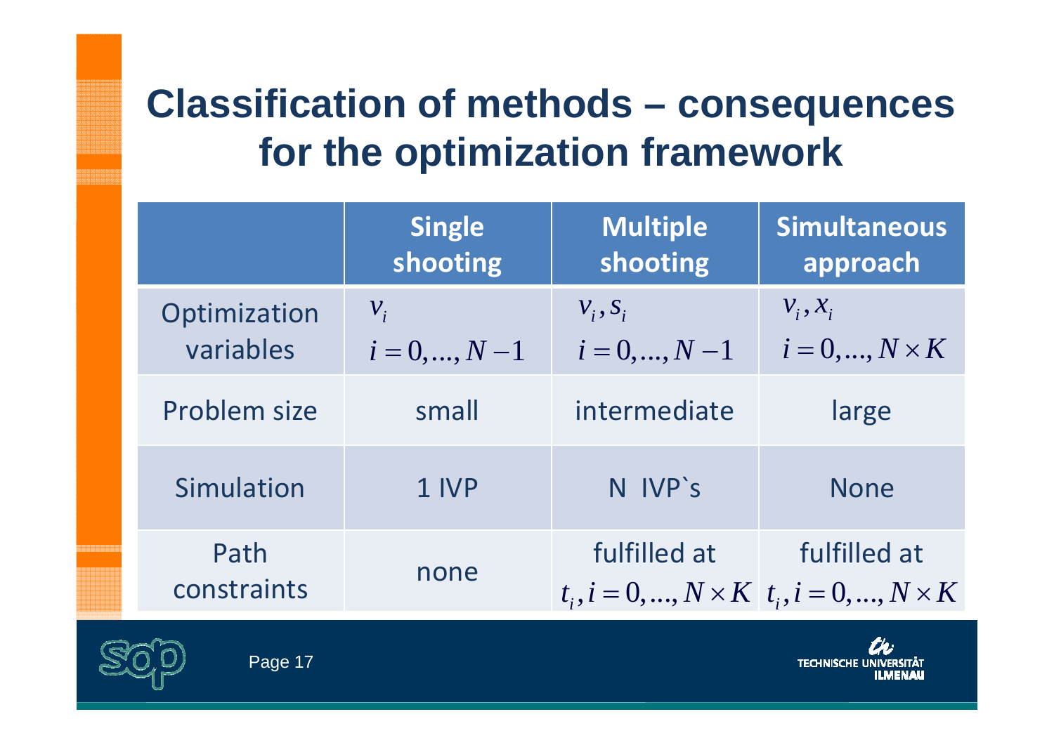# Classification of methods – consequences for the optimization framework

| | Single shooting | Multiple shooting | Simultaneous approach |
|---|---|---|---|
| Optimization variables | $v_i$ <br> $i = 0, \ldots, N-1$ | $v_i, s_i$ <br> $i = 0, \ldots, N-1$ | $v_i, x_i$ <br> $i = 0, \ldots, N \times K$ |
| Problem size | small | intermediate | large |
| Simulation | 1 IVP | N IVP`s | None |
| Path constraints | none | fulfilled at $t_i, i = 0, \ldots, N \times K$ | fulfilled at $t_i, i = 0, \ldots, N \times K$ |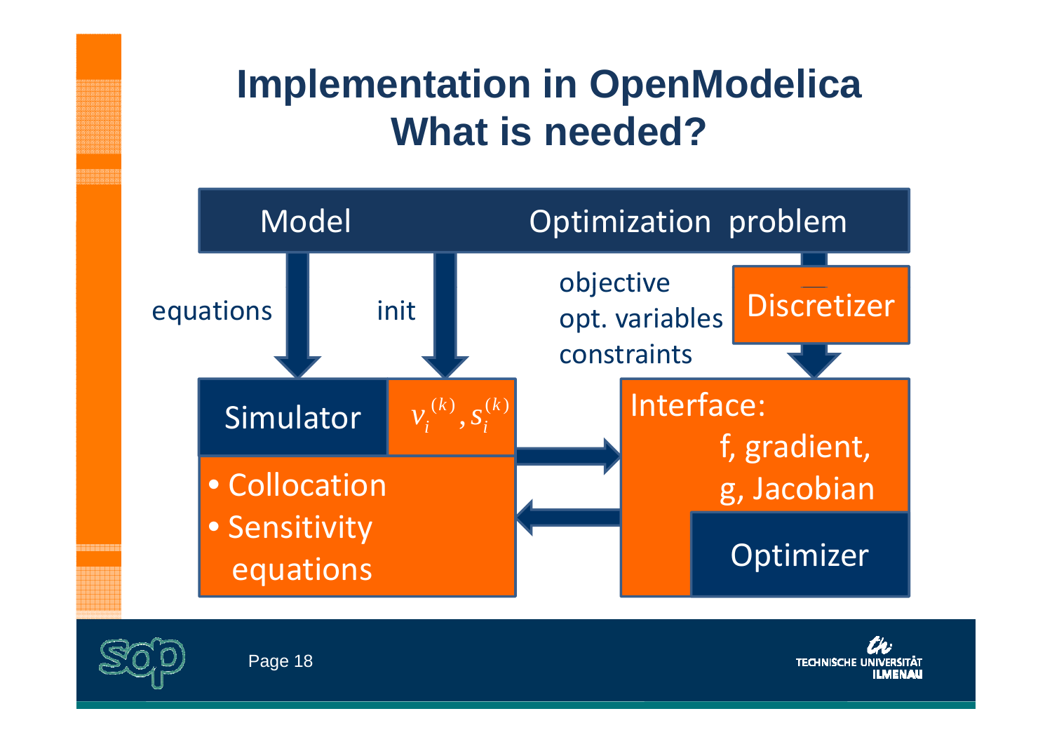# Implementation in OpenModelica
## What is needed?

Model

Optimization problem

equations

init

objective
opt. variables
constraints

Discretizer

Simulator

$v_i^{(k)}, s_i^{(k)}$

- Collocation
- Sensitivity equations

Interface:
f, gradient,
g, Jacobian

Optimizer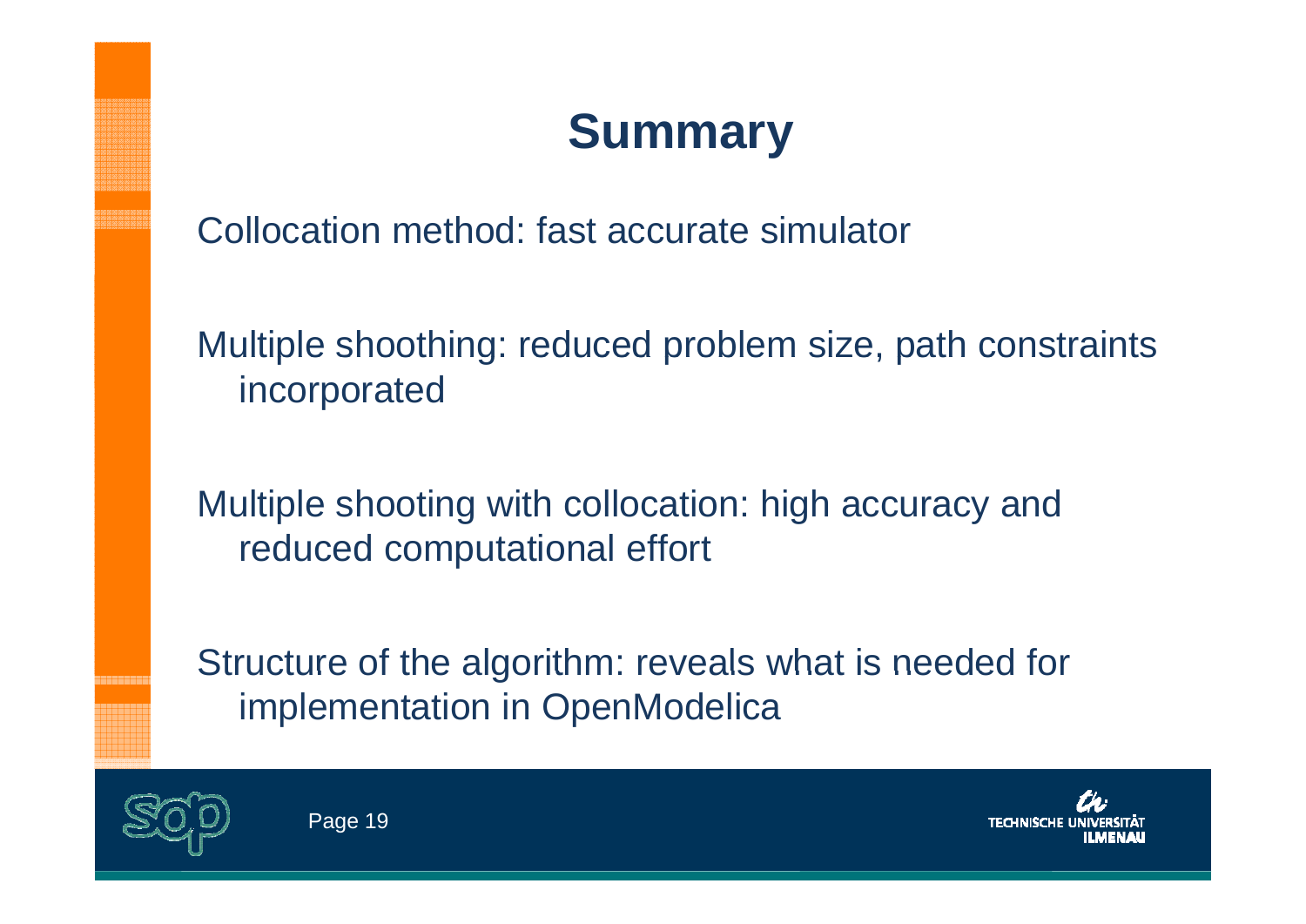# Summary

Collocation method: fast accurate simulator

Multiple shoothing: reduced problem size, path constraints incorporated

Multiple shooting with collocation: high accuracy and reduced computational effort

Structure of the algorithm: reveals what is needed for implementation in OpenModelica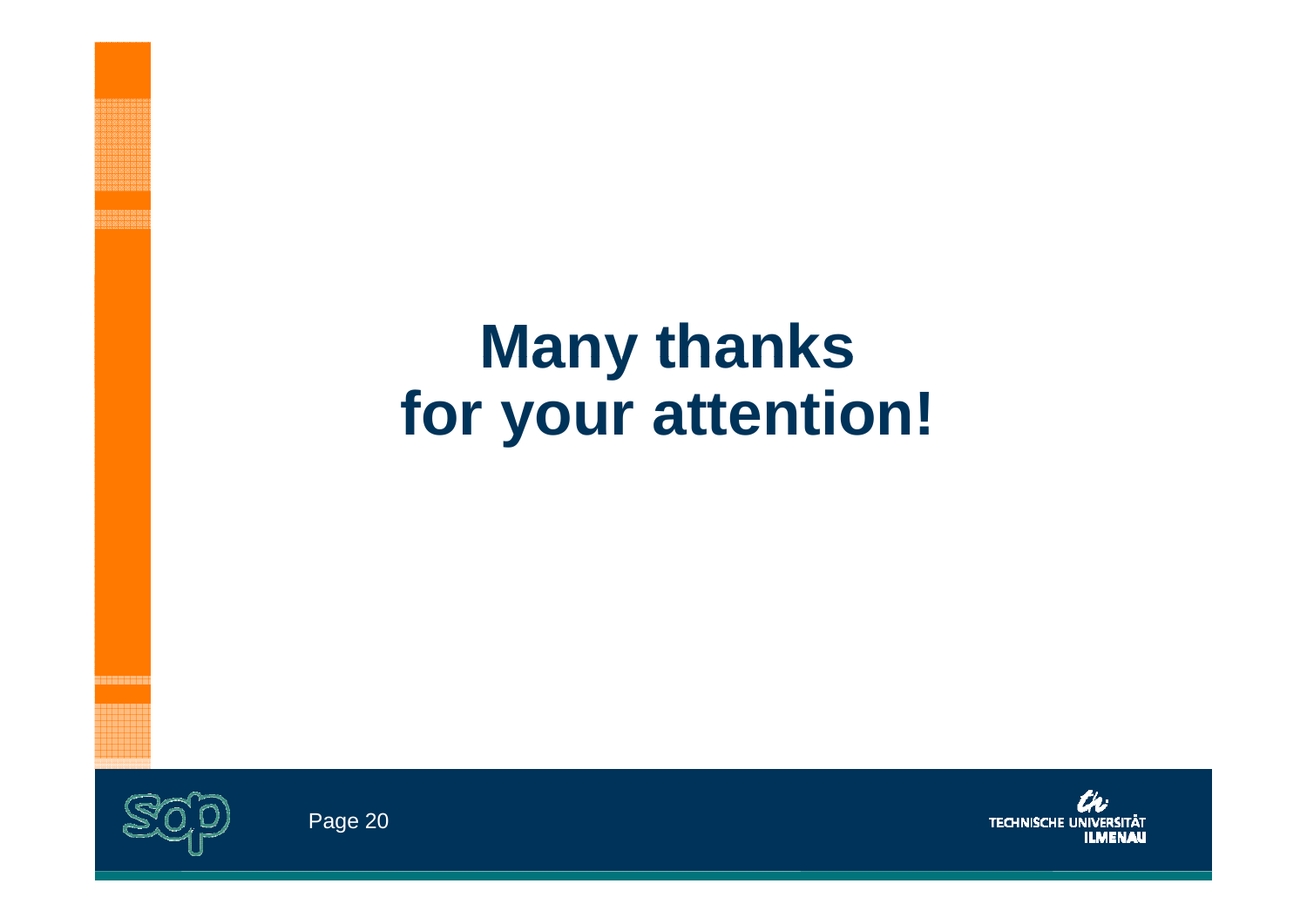# Many thanks for your attention!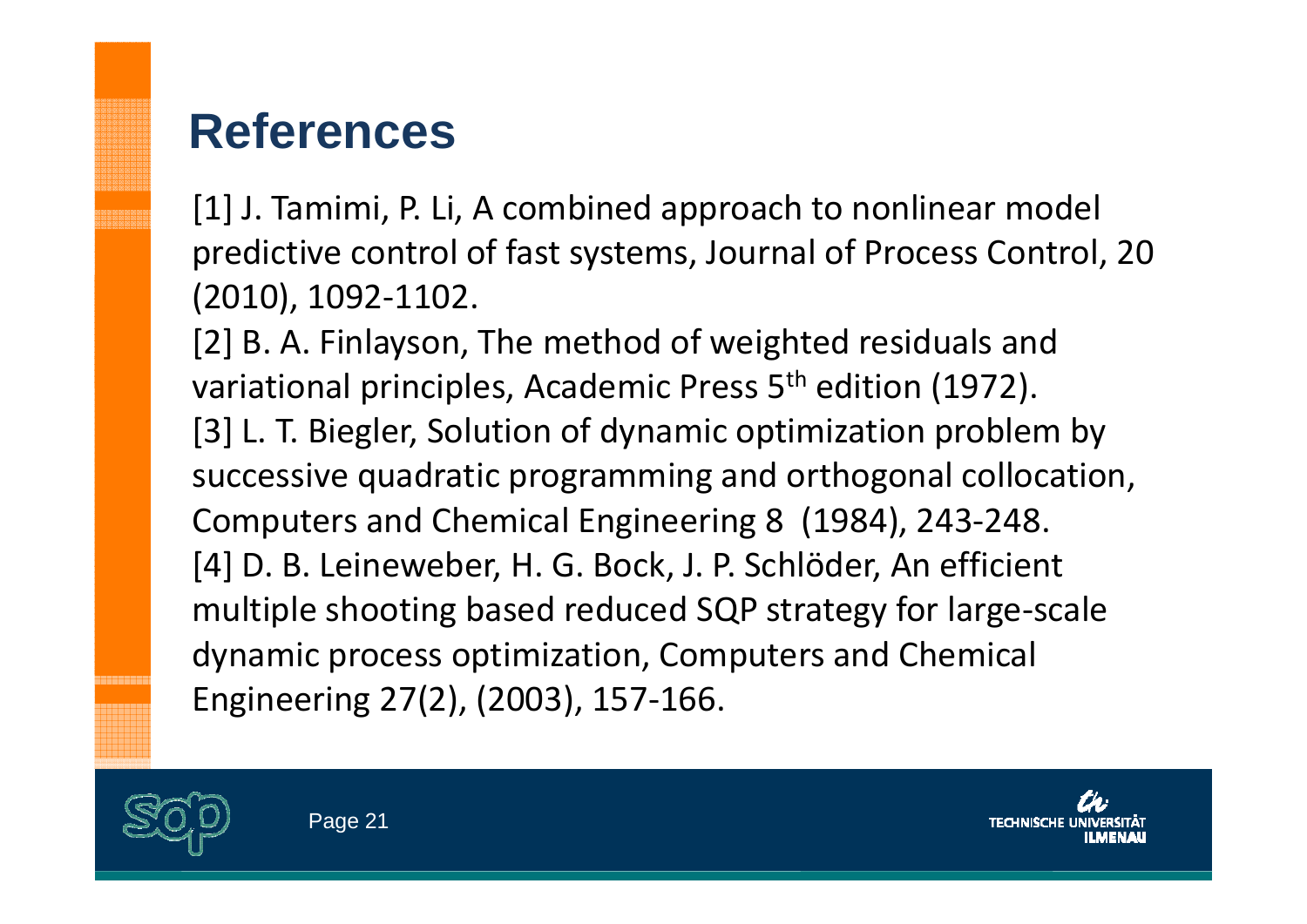# References

[1] J. Tamimi, P. Li, A combined approach to nonlinear model predictive control of fast systems, Journal of Process Control, 20 (2010), 1092-1102.
[2] B. A. Finlayson, The method of weighted residuals and variational principles, Academic Press 5th edition (1972).
[3] L. T. Biegler, Solution of dynamic optimization problem by successive quadratic programming and orthogonal collocation, Computers and Chemical Engineering 8 (1984), 243-248.
[4] D. B. Leineweber, H. G. Bock, J. P. Schlöder, An efficient multiple shooting based reduced SQP strategy for large-scale dynamic process optimization, Computers and Chemical Engineering 27(2), (2003), 157-166.